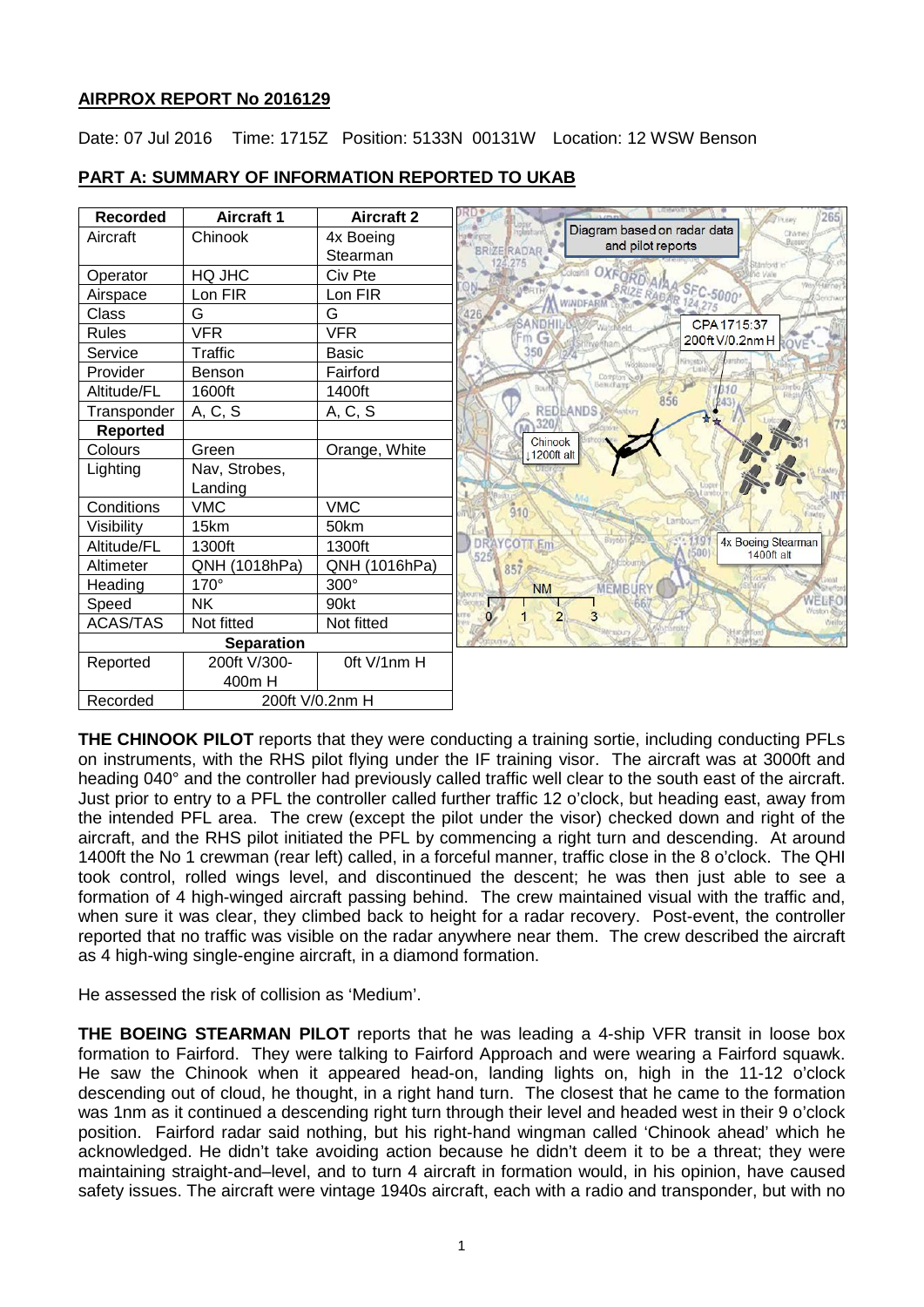## AIRPROX REPORT No 2016129

Date: 07 Jul 2016 Time: 1715Z Position: 5133N 00131W Location: 12 WSW Benson

## PART A: SUMMARY OF INFORMATION REPORTED TO UKAB

| Recorded | Aircraft 1 | Aircraft 2 |
|---|---|---|
| Aircraft | Chinook | 4x Boeing Stearman |
| Operator | HQ JHC | Civ Pte |
| Airspace | Lon FIR | Lon FIR |
| Class | G | G |
| Rules | VFR | VFR |
| Service | Traffic | Basic |
| Provider | Benson | Fairford |
| Altitude/FL | 1600ft | 1400ft |
| Transponder | A, C, S | A, C, S |
| **Reported** | | |
| Colours | Green | Orange, White |
| Lighting | Nav, Strobes, Landing | |
| Conditions | VMC | VMC |
| Visibility | 15km | 50km |
| Altitude/FL | 1300ft | 1300ft |
| Altimeter | QNH (1018hPa) | QNH (1016hPa) |
| Heading | 170° | 300° |
| Speed | NK | 90kt |
| ACAS/TAS | Not fitted | Not fitted |
| **Separation** | | |
| Reported | 200ft V/300-400m H | 0ft V/1nm H |
| Recorded | 200ft V/0.2nm H | |

Diagram based on radar data and pilot reports

CPA 1715:37 200ft V/0.2nm H

Chinook ↓1200ft alt

4x Boeing Stearman 1400ft alt

**THE CHINOOK PILOT** reports that they were conducting a training sortie, including conducting PFLs on instruments, with the RHS pilot flying under the IF training visor. The aircraft was at 3000ft and heading 040° and the controller had previously called traffic well clear to the south east of the aircraft. Just prior to entry to a PFL the controller called further traffic 12 o'clock, but heading east, away from the intended PFL area. The crew (except the pilot under the visor) checked down and right of the aircraft, and the RHS pilot initiated the PFL by commencing a right turn and descending. At around 1400ft the No 1 crewman (rear left) called, in a forceful manner, traffic close in the 8 o'clock. The QHI took control, rolled wings level, and discontinued the descent; he was then just able to see a formation of 4 high-winged aircraft passing behind. The crew maintained visual with the traffic and, when sure it was clear, they climbed back to height for a radar recovery. Post-event, the controller reported that no traffic was visible on the radar anywhere near them. The crew described the aircraft as 4 high-wing single-engine aircraft, in a diamond formation.

He assessed the risk of collision as 'Medium'.

**THE BOEING STEARMAN PILOT** reports that he was leading a 4-ship VFR transit in loose box formation to Fairford. They were talking to Fairford Approach and were wearing a Fairford squawk. He saw the Chinook when it appeared head-on, landing lights on, high in the 11-12 o'clock descending out of cloud, he thought, in a right hand turn. The closest that he came to the formation was 1nm as it continued a descending right turn through their level and headed west in their 9 o'clock position. Fairford radar said nothing, but his right-hand wingman called 'Chinook ahead' which he acknowledged. He didn't take avoiding action because he didn't deem it to be a threat; they were maintaining straight-and–level, and to turn 4 aircraft in formation would, in his opinion, have caused safety issues. The aircraft were vintage 1940s aircraft, each with a radio and transponder, but with no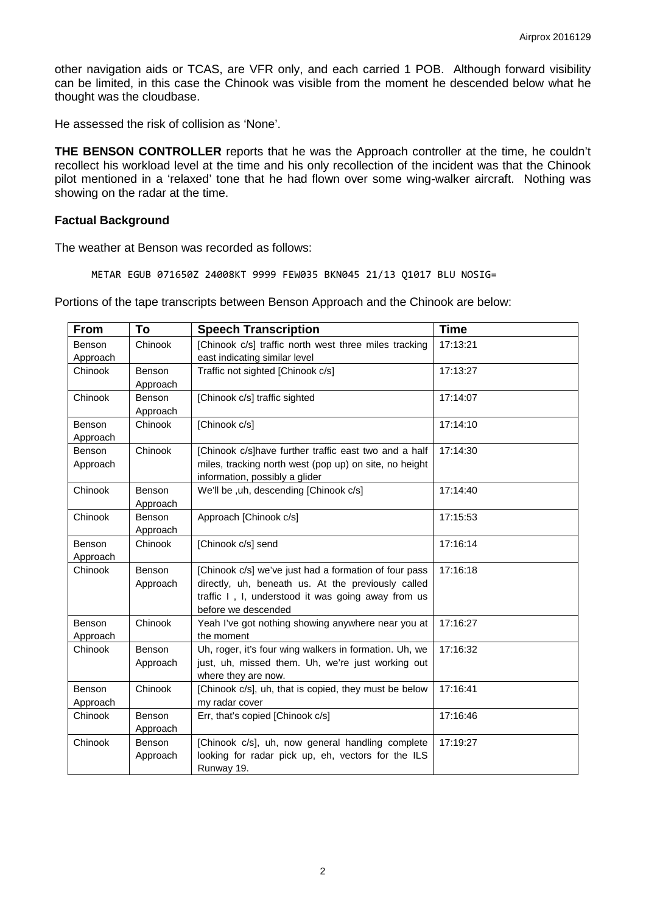other navigation aids or TCAS, are VFR only, and each carried 1 POB. Although forward visibility can be limited, in this case the Chinook was visible from the moment he descended below what he thought was the cloudbase.

He assessed the risk of collision as 'None'.

**THE BENSON CONTROLLER** reports that he was the Approach controller at the time, he couldn't recollect his workload level at the time and his only recollection of the incident was that the Chinook pilot mentioned in a 'relaxed' tone that he had flown over some wing-walker aircraft. Nothing was showing on the radar at the time.

## Factual Background

The weather at Benson was recorded as follows:

```
METAR EGUB 071650Z 24008KT 9999 FEW035 BKN045 21/13 Q1017 BLU NOSIG=
```

Portions of the tape transcripts between Benson Approach and the Chinook are below:

| From | To | Speech Transcription | Time |
|---|---|---|---|
| Benson Approach | Chinook | [Chinook c/s] traffic north west three miles tracking east indicating similar level | 17:13:21 |
| Chinook | Benson Approach | Traffic not sighted [Chinook c/s] | 17:13:27 |
| Chinook | Benson Approach | [Chinook c/s] traffic sighted | 17:14:07 |
| Benson Approach | Chinook | [Chinook c/s] | 17:14:10 |
| Benson Approach | Chinook | [Chinook c/s]have further traffic east two and a half miles, tracking north west (pop up) on site, no height information, possibly a glider | 17:14:30 |
| Chinook | Benson Approach | We'll be ,uh, descending [Chinook c/s] | 17:14:40 |
| Chinook | Benson Approach | Approach [Chinook c/s] | 17:15:53 |
| Benson Approach | Chinook | [Chinook c/s] send | 17:16:14 |
| Chinook | Benson Approach | [Chinook c/s] we've just had a formation of four pass directly, uh, beneath us. At the previously called traffic I , I, understood it was going away from us before we descended | 17:16:18 |
| Benson Approach | Chinook | Yeah I've got nothing showing anywhere near you at the moment | 17:16:27 |
| Chinook | Benson Approach | Uh, roger, it's four wing walkers in formation. Uh, we just, uh, missed them. Uh, we're just working out where they are now. | 17:16:32 |
| Benson Approach | Chinook | [Chinook c/s], uh, that is copied, they must be below my radar cover | 17:16:41 |
| Chinook | Benson Approach | Err, that's copied [Chinook c/s] | 17:16:46 |
| Chinook | Benson Approach | [Chinook c/s], uh, now general handling complete looking for radar pick up, eh, vectors for the ILS Runway 19. | 17:19:27 |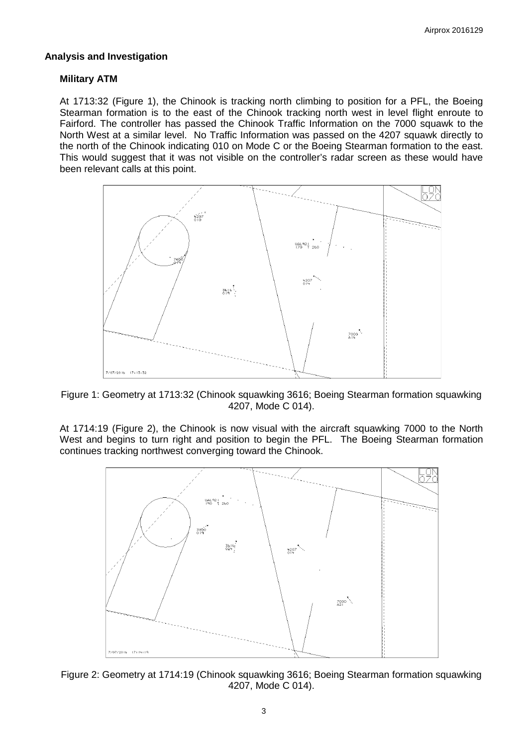## Analysis and Investigation

### Military ATM

At 1713:32 (Figure 1), the Chinook is tracking north climbing to position for a PFL, the Boeing Stearman formation is to the east of the Chinook tracking north west in level flight enroute to Fairford. The controller has passed the Chinook Traffic Information on the 7000 squawk to the North West at a similar level. No Traffic Information was passed on the 4207 squawk directly to the north of the Chinook indicating 010 on Mode C or the Boeing Stearman formation to the east. This would suggest that it was not visible on the controller's radar screen as these would have been relevant calls at this point.

Figure 1: Geometry at 1713:32 (Chinook squawking 3616; Boeing Stearman formation squawking 4207, Mode C 014).

At 1714:19 (Figure 2), the Chinook is now visual with the aircraft squawking 7000 to the North West and begins to turn right and position to begin the PFL. The Boeing Stearman formation continues tracking northwest converging toward the Chinook.

Figure 2: Geometry at 1714:19 (Chinook squawking 3616; Boeing Stearman formation squawking 4207, Mode C 014).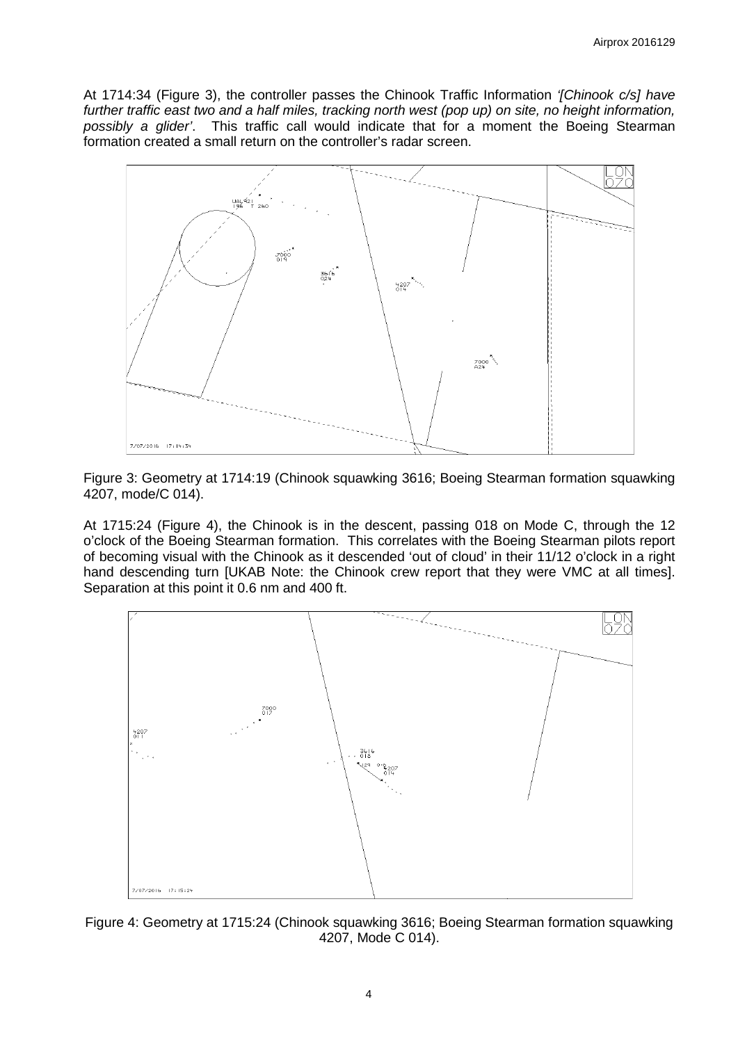At 1714:34 (Figure 3), the controller passes the Chinook Traffic Information *'[Chinook c/s] have further traffic east two and a half miles, tracking north west (pop up) on site, no height information, possibly a glider'*. This traffic call would indicate that for a moment the Boeing Stearman formation created a small return on the controller's radar screen.

Figure 3: Geometry at 1714:19 (Chinook squawking 3616; Boeing Stearman formation squawking 4207, mode/C 014).

At 1715:24 (Figure 4), the Chinook is in the descent, passing 018 on Mode C, through the 12 o'clock of the Boeing Stearman formation. This correlates with the Boeing Stearman pilots report of becoming visual with the Chinook as it descended 'out of cloud' in their 11/12 o'clock in a right hand descending turn [UKAB Note: the Chinook crew report that they were VMC at all times]. Separation at this point it 0.6 nm and 400 ft.

Figure 4: Geometry at 1715:24 (Chinook squawking 3616; Boeing Stearman formation squawking 4207, Mode C 014).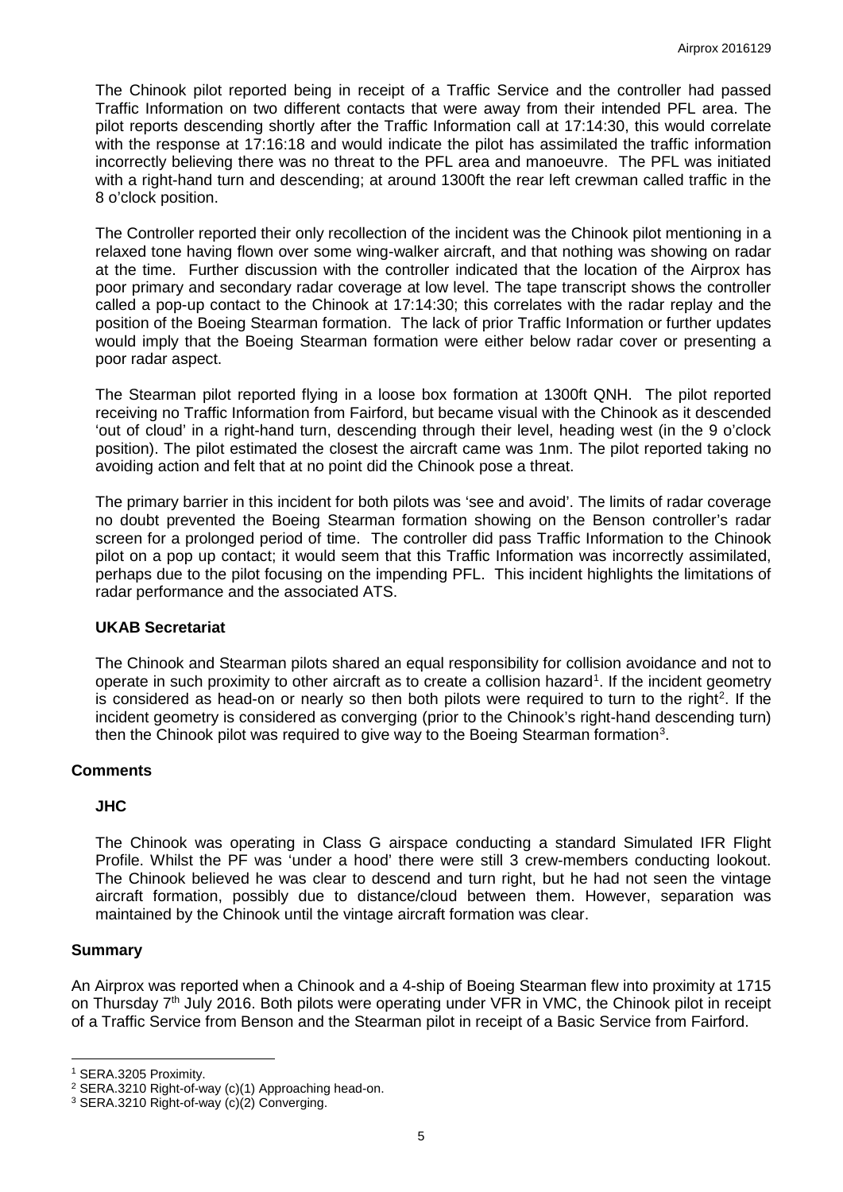The Chinook pilot reported being in receipt of a Traffic Service and the controller had passed Traffic Information on two different contacts that were away from their intended PFL area. The pilot reports descending shortly after the Traffic Information call at 17:14:30, this would correlate with the response at 17:16:18 and would indicate the pilot has assimilated the traffic information incorrectly believing there was no threat to the PFL area and manoeuvre. The PFL was initiated with a right-hand turn and descending; at around 1300ft the rear left crewman called traffic in the 8 o'clock position.

The Controller reported their only recollection of the incident was the Chinook pilot mentioning in a relaxed tone having flown over some wing-walker aircraft, and that nothing was showing on radar at the time. Further discussion with the controller indicated that the location of the Airprox has poor primary and secondary radar coverage at low level. The tape transcript shows the controller called a pop-up contact to the Chinook at 17:14:30; this correlates with the radar replay and the position of the Boeing Stearman formation. The lack of prior Traffic Information or further updates would imply that the Boeing Stearman formation were either below radar cover or presenting a poor radar aspect.

The Stearman pilot reported flying in a loose box formation at 1300ft QNH. The pilot reported receiving no Traffic Information from Fairford, but became visual with the Chinook as it descended 'out of cloud' in a right-hand turn, descending through their level, heading west (in the 9 o'clock position). The pilot estimated the closest the aircraft came was 1nm. The pilot reported taking no avoiding action and felt that at no point did the Chinook pose a threat.

The primary barrier in this incident for both pilots was 'see and avoid'. The limits of radar coverage no doubt prevented the Boeing Stearman formation showing on the Benson controller's radar screen for a prolonged period of time. The controller did pass Traffic Information to the Chinook pilot on a pop up contact; it would seem that this Traffic Information was incorrectly assimilated, perhaps due to the pilot focusing on the impending PFL. This incident highlights the limitations of radar performance and the associated ATS.

### UKAB Secretariat

The Chinook and Stearman pilots shared an equal responsibility for collision avoidance and not to operate in such proximity to other aircraft as to create a collision hazard[1]. If the incident geometry is considered as head-on or nearly so then both pilots were required to turn to the right[2]. If the incident geometry is considered as converging (prior to the Chinook's right-hand descending turn) then the Chinook pilot was required to give way to the Boeing Stearman formation[3].

## Comments

### JHC

The Chinook was operating in Class G airspace conducting a standard Simulated IFR Flight Profile. Whilst the PF was 'under a hood' there were still 3 crew-members conducting lookout. The Chinook believed he was clear to descend and turn right, but he had not seen the vintage aircraft formation, possibly due to distance/cloud between them. However, separation was maintained by the Chinook until the vintage aircraft formation was clear.

## Summary

An Airprox was reported when a Chinook and a 4-ship of Boeing Stearman flew into proximity at 1715 on Thursday 7th July 2016. Both pilots were operating under VFR in VMC, the Chinook pilot in receipt of a Traffic Service from Benson and the Stearman pilot in receipt of a Basic Service from Fairford.

---

[1] SERA.3205 Proximity.
[2] SERA.3210 Right-of-way (c)(1) Approaching head-on.
[3] SERA.3210 Right-of-way (c)(2) Converging.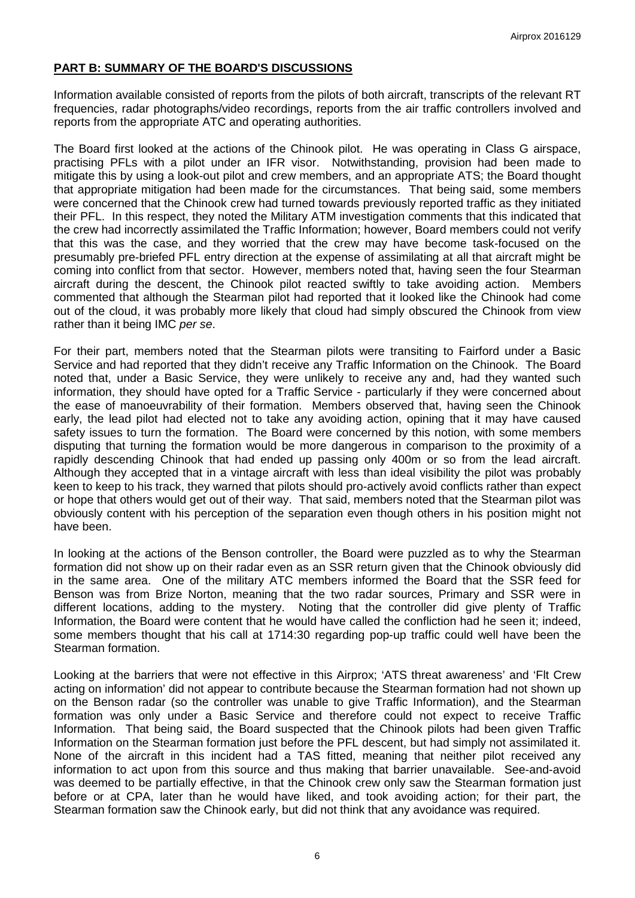## PART B: SUMMARY OF THE BOARD'S DISCUSSIONS

Information available consisted of reports from the pilots of both aircraft, transcripts of the relevant RT frequencies, radar photographs/video recordings, reports from the air traffic controllers involved and reports from the appropriate ATC and operating authorities.

The Board first looked at the actions of the Chinook pilot. He was operating in Class G airspace, practising PFLs with a pilot under an IFR visor. Notwithstanding, provision had been made to mitigate this by using a look-out pilot and crew members, and an appropriate ATS; the Board thought that appropriate mitigation had been made for the circumstances. That being said, some members were concerned that the Chinook crew had turned towards previously reported traffic as they initiated their PFL. In this respect, they noted the Military ATM investigation comments that this indicated that the crew had incorrectly assimilated the Traffic Information; however, Board members could not verify that this was the case, and they worried that the crew may have become task-focused on the presumably pre-briefed PFL entry direction at the expense of assimilating at all that aircraft might be coming into conflict from that sector. However, members noted that, having seen the four Stearman aircraft during the descent, the Chinook pilot reacted swiftly to take avoiding action. Members commented that although the Stearman pilot had reported that it looked like the Chinook had come out of the cloud, it was probably more likely that cloud had simply obscured the Chinook from view rather than it being IMC *per se*.

For their part, members noted that the Stearman pilots were transiting to Fairford under a Basic Service and had reported that they didn't receive any Traffic Information on the Chinook. The Board noted that, under a Basic Service, they were unlikely to receive any and, had they wanted such information, they should have opted for a Traffic Service - particularly if they were concerned about the ease of manoeuvrability of their formation. Members observed that, having seen the Chinook early, the lead pilot had elected not to take any avoiding action, opining that it may have caused safety issues to turn the formation. The Board were concerned by this notion, with some members disputing that turning the formation would be more dangerous in comparison to the proximity of a rapidly descending Chinook that had ended up passing only 400m or so from the lead aircraft. Although they accepted that in a vintage aircraft with less than ideal visibility the pilot was probably keen to keep to his track, they warned that pilots should pro-actively avoid conflicts rather than expect or hope that others would get out of their way. That said, members noted that the Stearman pilot was obviously content with his perception of the separation even though others in his position might not have been.

In looking at the actions of the Benson controller, the Board were puzzled as to why the Stearman formation did not show up on their radar even as an SSR return given that the Chinook obviously did in the same area. One of the military ATC members informed the Board that the SSR feed for Benson was from Brize Norton, meaning that the two radar sources, Primary and SSR were in different locations, adding to the mystery. Noting that the controller did give plenty of Traffic Information, the Board were content that he would have called the confliction had he seen it; indeed, some members thought that his call at 1714:30 regarding pop-up traffic could well have been the Stearman formation.

Looking at the barriers that were not effective in this Airprox; 'ATS threat awareness' and 'Flt Crew acting on information' did not appear to contribute because the Stearman formation had not shown up on the Benson radar (so the controller was unable to give Traffic Information), and the Stearman formation was only under a Basic Service and therefore could not expect to receive Traffic Information. That being said, the Board suspected that the Chinook pilots had been given Traffic Information on the Stearman formation just before the PFL descent, but had simply not assimilated it. None of the aircraft in this incident had a TAS fitted, meaning that neither pilot received any information to act upon from this source and thus making that barrier unavailable. See-and-avoid was deemed to be partially effective, in that the Chinook crew only saw the Stearman formation just before or at CPA, later than he would have liked, and took avoiding action; for their part, the Stearman formation saw the Chinook early, but did not think that any avoidance was required.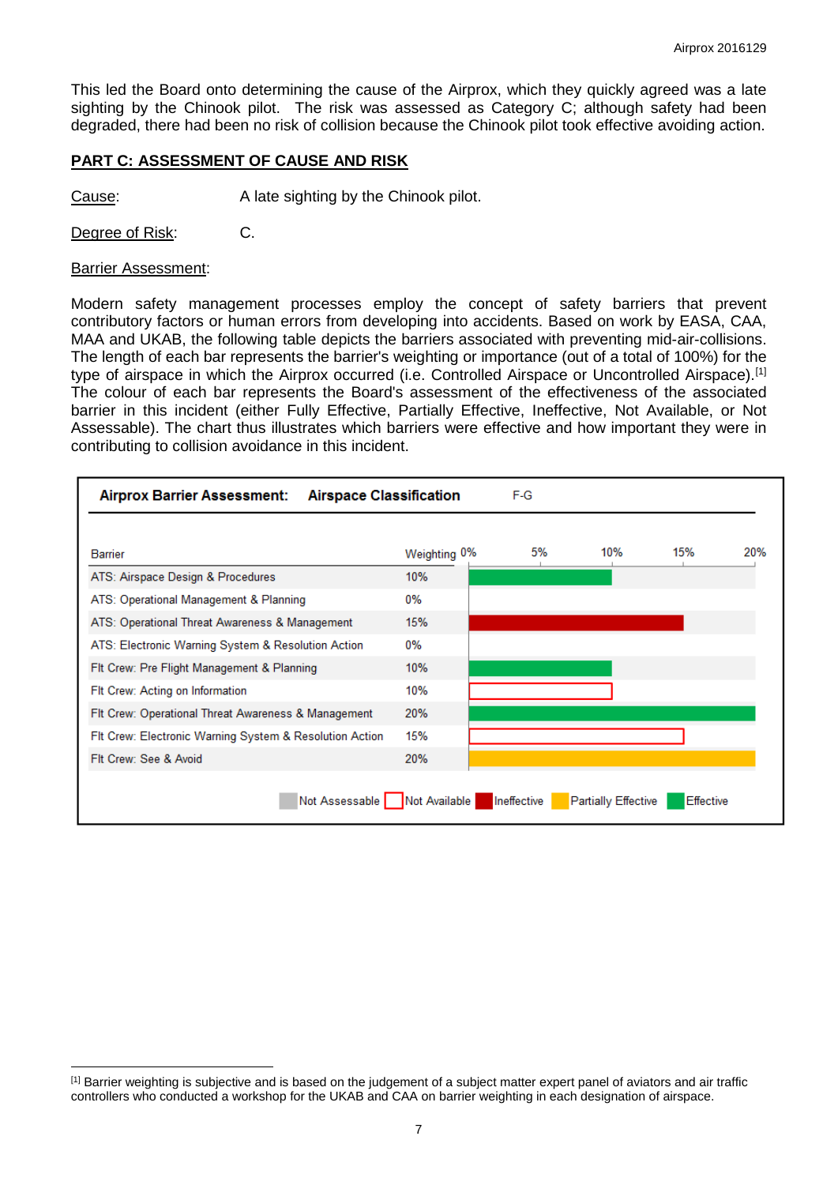This led the Board onto determining the cause of the Airprox, which they quickly agreed was a late sighting by the Chinook pilot. The risk was assessed as Category C; although safety had been degraded, there had been no risk of collision because the Chinook pilot took effective avoiding action.

## PART C: ASSESSMENT OF CAUSE AND RISK

Cause: A late sighting by the Chinook pilot.

Degree of Risk: C.

Barrier Assessment:

Modern safety management processes employ the concept of safety barriers that prevent contributory factors or human errors from developing into accidents. Based on work by EASA, CAA, MAA and UKAB, the following table depicts the barriers associated with preventing mid-air-collisions. The length of each bar represents the barrier's weighting or importance (out of a total of 100%) for the type of airspace in which the Airprox occurred (i.e. Controlled Airspace or Uncontrolled Airspace).[1] The colour of each bar represents the Board's assessment of the effectiveness of the associated barrier in this incident (either Fully Effective, Partially Effective, Ineffective, Not Available, or Not Assessable). The chart thus illustrates which barriers were effective and how important they were in contributing to collision avoidance in this incident.

**Airprox Barrier Assessment:** **Airspace Classification** F-G

Barrier | Weighting | 0% 5% 10% 15% 20%

ATS: Airspace Design & Procedures 10%
ATS: Operational Management & Planning 0%
ATS: Operational Threat Awareness & Management 15%
ATS: Electronic Warning System & Resolution Action 0%
Flt Crew: Pre Flight Management & Planning 10%
Flt Crew: Acting on Information 10%
Flt Crew: Operational Threat Awareness & Management 20%
Flt Crew: Electronic Warning System & Resolution Action 15%
Flt Crew: See & Avoid 20%

Not Assessable | Not Available | Ineffective | Partially Effective | Effective

[1] Barrier weighting is subjective and is based on the judgement of a subject matter expert panel of aviators and air traffic controllers who conducted a workshop for the UKAB and CAA on barrier weighting in each designation of airspace.